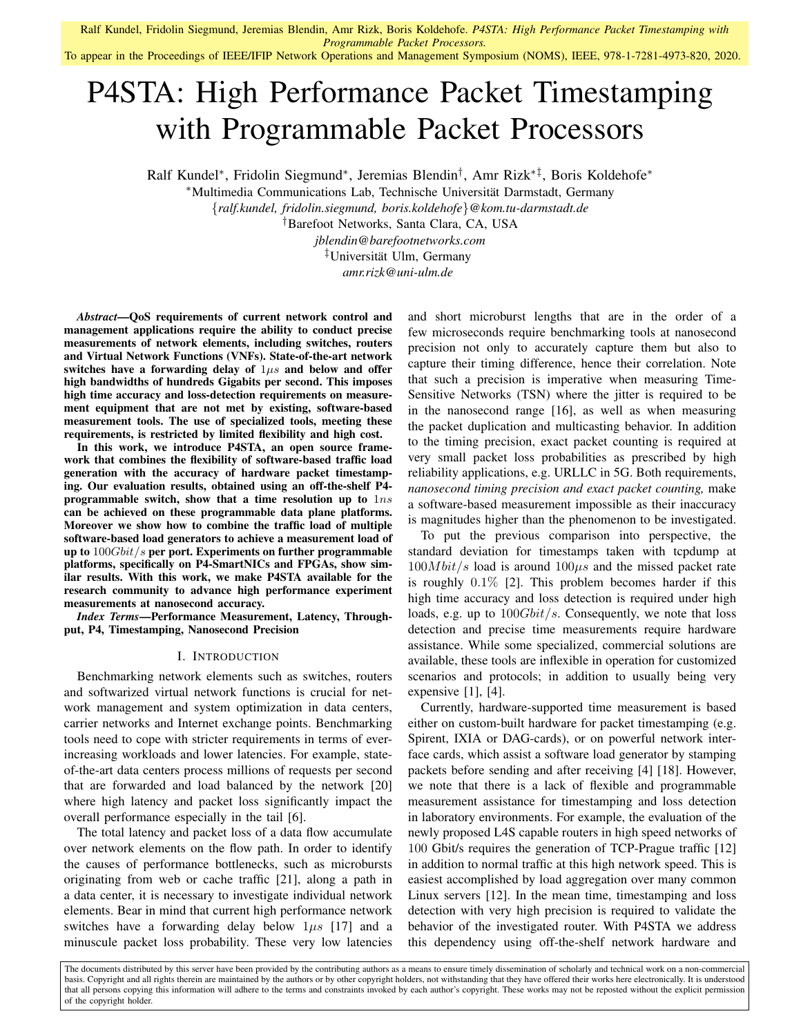Ralf Kundel, Fridolin Siegmund, Jeremias Blendin, Amr Rizk, Boris Koldehofe. *P4STA: High Performance Packet Timestamping with Programmable Packet Processors.*
To appear in the Proceedings of IEEE/IFIP Network Operations and Management Symposium (NOMS), IEEE, 978-1-7281-4973-820, 2020.

# P4STA: High Performance Packet Timestamping with Programmable Packet Processors

Ralf Kundel[\*], Fridolin Siegmund[\*], Jeremias Blendin[†], Amr Rizk[\*‡], Boris Koldehofe[\*]

[\*]Multimedia Communications Lab, Technische Universität Darmstadt, Germany
{*ralf.kundel, fridolin.siegmund, boris.koldehofe*}*@kom.tu-darmstadt.de*
[†]Barefoot Networks, Santa Clara, CA, USA
*jblendin@barefootnetworks.com*
[‡]Universität Ulm, Germany
*amr.rizk@uni-ulm.de*

***Abstract*—QoS requirements of current network control and management applications require the ability to conduct precise measurements of network elements, including switches, routers and Virtual Network Functions (VNFs). State-of-the-art network switches have a forwarding delay of $1\mu s$ and below and offer high bandwidths of hundreds Gigabits per second. This imposes high time accuracy and loss-detection requirements on measurement equipment that are not met by existing, software-based measurement tools. The use of specialized tools, meeting these requirements, is restricted by limited flexibility and high cost.**

**In this work, we introduce P4STA, an open source framework that combines the flexibility of software-based traffic load generation with the accuracy of hardware packet timestamping. Our evaluation results, obtained using an off-the-shelf P4-programmable switch, show that a time resolution up to $1ns$ can be achieved on these programmable data plane platforms. Moreover we show how to combine the traffic load of multiple software-based load generators to achieve a measurement load of up to $100Gbit/s$ per port. Experiments on further programmable platforms, specifically on P4-SmartNICs and FPGAs, show similar results. With this work, we make P4STA available for the research community to advance high performance experiment measurements at nanosecond accuracy.**

***Index Terms*—Performance Measurement, Latency, Throughput, P4, Timestamping, Nanosecond Precision**

## I. Introduction

Benchmarking network elements such as switches, routers and softwarized virtual network functions is crucial for network management and system optimization in data centers, carrier networks and Internet exchange points. Benchmarking tools need to cope with stricter requirements in terms of ever-increasing workloads and lower latencies. For example, state-of-the-art data centers process millions of requests per second that are forwarded and load balanced by the network [20] where high latency and packet loss significantly impact the overall performance especially in the tail [6].

The total latency and packet loss of a data flow accumulate over network elements on the flow path. In order to identify the causes of performance bottlenecks, such as microbursts originating from web or cache traffic [21], along a path in a data center, it is necessary to investigate individual network elements. Bear in mind that current high performance network switches have a forwarding delay below $1\mu s$ [17] and a minuscule packet loss probability. These very low latencies and short microburst lengths that are in the order of a few microseconds require benchmarking tools at nanosecond precision not only to accurately capture them but also to capture their timing difference, hence their correlation. Note that such a precision is imperative when measuring Time-Sensitive Networks (TSN) where the jitter is required to be in the nanosecond range [16], as well as when measuring the packet duplication and multicasting behavior. In addition to the timing precision, exact packet counting is required at very small packet loss probabilities as prescribed by high reliability applications, e.g. URLLC in 5G. Both requirements, *nanosecond timing precision and exact packet counting,* make a software-based measurement impossible as their inaccuracy is magnitudes higher than the phenomenon to be investigated.

To put the previous comparison into perspective, the standard deviation for timestamps taken with tcpdump at $100Mbit/s$ load is around $100\mu s$ and the missed packet rate is roughly $0.1\%$ [2]. This problem becomes harder if this high time accuracy and loss detection is required under high loads, e.g. up to $100Gbit/s$. Consequently, we note that loss detection and precise time measurements require hardware assistance. While some specialized, commercial solutions are available, these tools are inflexible in operation for customized scenarios and protocols; in addition to usually being very expensive [1], [4].

Currently, hardware-supported time measurement is based either on custom-built hardware for packet timestamping (e.g. Spirent, IXIA or DAG-cards), or on powerful network interface cards, which assist a software load generator by stamping packets before sending and after receiving [4] [18]. However, we note that there is a lack of flexible and programmable measurement assistance for timestamping and loss detection in laboratory environments. For example, the evaluation of the newly proposed L4S capable routers in high speed networks of 100 Gbit/s requires the generation of TCP-Prague traffic [12] in addition to normal traffic at this high network speed. This is easiest accomplished by load aggregation over many common Linux servers [12]. In the mean time, timestamping and loss detection with very high precision is required to validate the behavior of the investigated router. With P4STA we address this dependency using off-the-shelf network hardware and

The documents distributed by this server have been provided by the contributing authors as a means to ensure timely dissemination of scholarly and technical work on a non-commercial basis. Copyright and all rights therein are maintained by the authors or by other copyright holders, not withstanding that they have offered their works here electronically. It is understood that all persons copying this information will adhere to the terms and constraints invoked by each author's copyright. These works may not be reposted without the explicit permission of the copyright holder.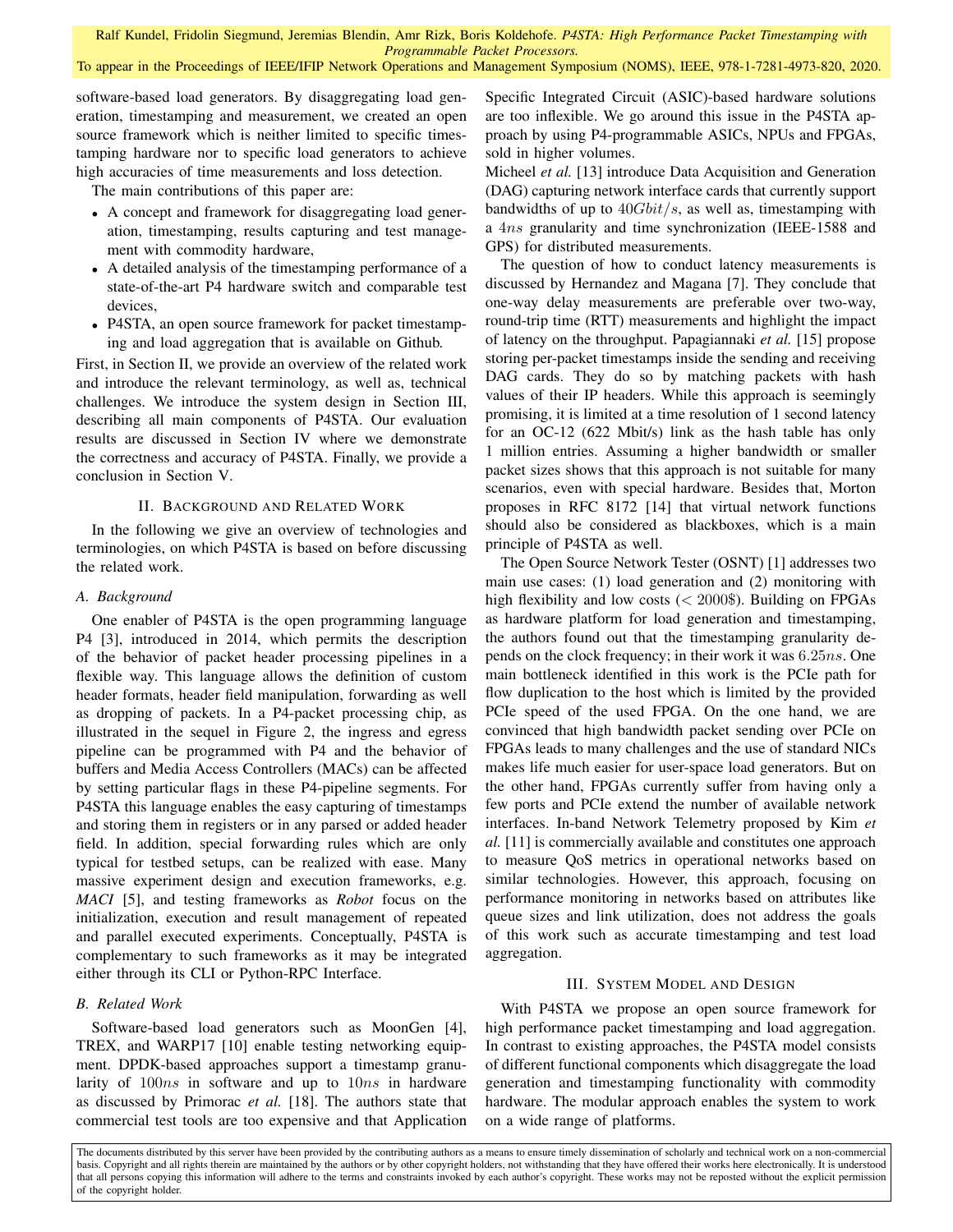software-based load generators. By disaggregating load generation, timestamping and measurement, we created an open source framework which is neither limited to specific timestamping hardware nor to specific load generators to achieve high accuracies of time measurements and loss detection.

The main contributions of this paper are:

- A concept and framework for disaggregating load generation, timestamping, results capturing and test management with commodity hardware,
- A detailed analysis of the timestamping performance of a state-of-the-art P4 hardware switch and comparable test devices,
- P4STA, an open source framework for packet timestamping and load aggregation that is available on Github.

First, in Section II, we provide an overview of the related work and introduce the relevant terminology, as well as, technical challenges. We introduce the system design in Section III, describing all main components of P4STA. Our evaluation results are discussed in Section IV where we demonstrate the correctness and accuracy of P4STA. Finally, we provide a conclusion in Section V.

## II. Background and Related Work

In the following we give an overview of technologies and terminologies, on which P4STA is based on before discussing the related work.

### A. Background

One enabler of P4STA is the open programming language P4 [3], introduced in 2014, which permits the description of the behavior of packet header processing pipelines in a flexible way. This language allows the definition of custom header formats, header field manipulation, forwarding as well as dropping of packets. In a P4-packet processing chip, as illustrated in the sequel in Figure 2, the ingress and egress pipeline can be programmed with P4 and the behavior of buffers and Media Access Controllers (MACs) can be affected by setting particular flags in these P4-pipeline segments. For P4STA this language enables the easy capturing of timestamps and storing them in registers or in any parsed or added header field. In addition, special forwarding rules which are only typical for testbed setups, can be realized with ease. Many massive experiment design and execution frameworks, e.g. *MACI* [5], and testing frameworks as *Robot* focus on the initialization, execution and result management of repeated and parallel executed experiments. Conceptually, P4STA is complementary to such frameworks as it may be integrated either through its CLI or Python-RPC Interface.

### B. Related Work

Software-based load generators such as MoonGen [4], TREX, and WARP17 [10] enable testing networking equipment. DPDK-based approaches support a timestamp granularity of $100ns$ in software and up to $10ns$ in hardware as discussed by Primorac *et al.* [18]. The authors state that commercial test tools are too expensive and that Application Specific Integrated Circuit (ASIC)-based hardware solutions are too inflexible. We go around this issue in the P4STA approach by using P4-programmable ASICs, NPUs and FPGAs, sold in higher volumes.

Micheel *et al.* [13] introduce Data Acquisition and Generation (DAG) capturing network interface cards that currently support bandwidths of up to $40Gbit/s$, as well as, timestamping with a $4ns$ granularity and time synchronization (IEEE-1588 and GPS) for distributed measurements.

The question of how to conduct latency measurements is discussed by Hernandez and Magana [7]. They conclude that one-way delay measurements are preferable over two-way, round-trip time (RTT) measurements and highlight the impact of latency on the throughput. Papagiannaki *et al.* [15] propose storing per-packet timestamps inside the sending and receiving DAG cards. They do so by matching packets with hash values of their IP headers. While this approach is seemingly promising, it is limited at a time resolution of 1 second latency for an OC-12 (622 Mbit/s) link as the hash table has only 1 million entries. Assuming a higher bandwidth or smaller packet sizes shows that this approach is not suitable for many scenarios, even with special hardware. Besides that, Morton proposes in RFC 8172 [14] that virtual network functions should also be considered as blackboxes, which is a main principle of P4STA as well.

The Open Source Network Tester (OSNT) [1] addresses two main use cases: (1) load generation and (2) monitoring with high flexibility and low costs ($< 2000$\$). Building on FPGAs as hardware platform for load generation and timestamping, the authors found out that the timestamping granularity depends on the clock frequency; in their work it was $6.25ns$. One main bottleneck identified in this work is the PCIe path for flow duplication to the host which is limited by the provided PCIe speed of the used FPGA. On the one hand, we are convinced that high bandwidth packet sending over PCIe on FPGAs leads to many challenges and the use of standard NICs makes life much easier for user-space load generators. But on the other hand, FPGAs currently suffer from having only a few ports and PCIe extend the number of available network interfaces. In-band Network Telemetry proposed by Kim *et al.* [11] is commercially available and constitutes one approach to measure QoS metrics in operational networks based on similar technologies. However, this approach, focusing on performance monitoring in networks based on attributes like queue sizes and link utilization, does not address the goals of this work such as accurate timestamping and test load aggregation.

## III. System Model and Design

With P4STA we propose an open source framework for high performance packet timestamping and load aggregation. In contrast to existing approaches, the P4STA model consists of different functional components which disaggregate the load generation and timestamping functionality with commodity hardware. The modular approach enables the system to work on a wide range of platforms.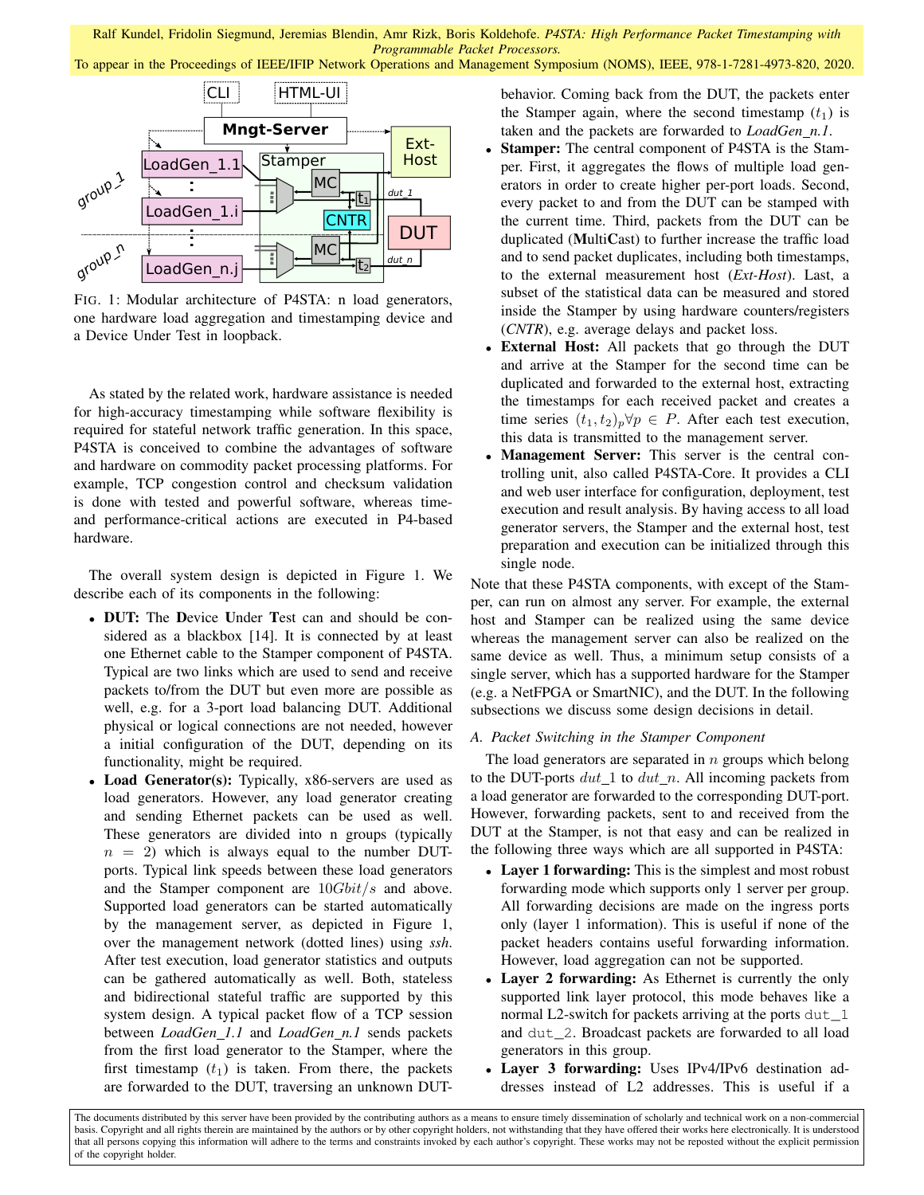FIG. 1: Modular architecture of P4STA: n load generators, one hardware load aggregation and timestamping device and a Device Under Test in loopback.

As stated by the related work, hardware assistance is needed for high-accuracy timestamping while software flexibility is required for stateful network traffic generation. In this space, P4STA is conceived to combine the advantages of software and hardware on commodity packet processing platforms. For example, TCP congestion control and checksum validation is done with tested and powerful software, whereas time- and performance-critical actions are executed in P4-based hardware.

The overall system design is depicted in Figure 1. We describe each of its components in the following:

- **DUT:** The **D**evice **U**nder **T**est can and should be considered as a blackbox [14]. It is connected by at least one Ethernet cable to the Stamper component of P4STA. Typical are two links which are used to send and receive packets to/from the DUT but even more are possible as well, e.g. for a 3-port load balancing DUT. Additional physical or logical connections are not needed, however a initial configuration of the DUT, depending on its functionality, might be required.
- **Load Generator(s):** Typically, x86-servers are used as load generators. However, any load generator creating and sending Ethernet packets can be used as well. These generators are divided into n groups (typically $n = 2$) which is always equal to the number DUT-ports. Typical link speeds between these load generators and the Stamper component are $10 Gbit/s$ and above. Supported load generators can be started automatically by the management server, as depicted in Figure 1, over the management network (dotted lines) using *ssh*. After test execution, load generator statistics and outputs can be gathered automatically as well. Both, stateless and bidirectional stateful traffic are supported by this system design. A typical packet flow of a TCP session between *LoadGen_1.1* and *LoadGen_n.1* sends packets from the first load generator to the Stamper, where the first timestamp ($t_1$) is taken. From there, the packets are forwarded to the DUT, traversing an unknown DUT-behavior. Coming back from the DUT, the packets enter the Stamper again, where the second timestamp ($t_1$) is taken and the packets are forwarded to *LoadGen_n.1*.
- **Stamper:** The central component of P4STA is the Stamper. First, it aggregates the flows of multiple load generators in order to create higher per-port loads. Second, every packet to and from the DUT can be stamped with the current time. Third, packets from the DUT can be duplicated (**M**ulti**C**ast) to further increase the traffic load and to send packet duplicates, including both timestamps, to the external measurement host (*Ext-Host*). Last, a subset of the statistical data can be measured and stored inside the Stamper by using hardware counters/registers (*CNTR*), e.g. average delays and packet loss.
- **External Host:** All packets that go through the DUT and arrive at the Stamper for the second time can be duplicated and forwarded to the external host, extracting the timestamps for each received packet and creates a time series $(t_1, t_2)_p \forall p \in P$. After each test execution, this data is transmitted to the management server.
- **Management Server:** This server is the central controlling unit, also called P4STA-Core. It provides a CLI and web user interface for configuration, deployment, test execution and result analysis. By having access to all load generator servers, the Stamper and the external host, test preparation and execution can be initialized through this single node.

Note that these P4STA components, with except of the Stamper, can run on almost any server. For example, the external host and Stamper can be realized using the same device whereas the management server can also be realized on the same device as well. Thus, a minimum setup consists of a single server, which has a supported hardware for the Stamper (e.g. a NetFPGA or SmartNIC), and the DUT. In the following subsections we discuss some design decisions in detail.

### A. Packet Switching in the Stamper Component

The load generators are separated in $n$ groups which belong to the DUT-ports $dut\_1$ to $dut\_n$. All incoming packets from a load generator are forwarded to the corresponding DUT-port. However, forwarding packets, sent to and received from the DUT at the Stamper, is not that easy and can be realized in the following three ways which are all supported in P4STA:

- **Layer 1 forwarding:** This is the simplest and most robust forwarding mode which supports only 1 server per group. All forwarding decisions are made on the ingress ports only (layer 1 information). This is useful if none of the packet headers contains useful forwarding information. However, load aggregation can not be supported.
- **Layer 2 forwarding:** As Ethernet is currently the only supported link layer protocol, this mode behaves like a normal L2-switch for packets arriving at the ports `dut_1` and `dut_2`. Broadcast packets are forwarded to all load generators in this group.
- **Layer 3 forwarding:** Uses IPv4/IPv6 destination addresses instead of L2 addresses. This is useful if a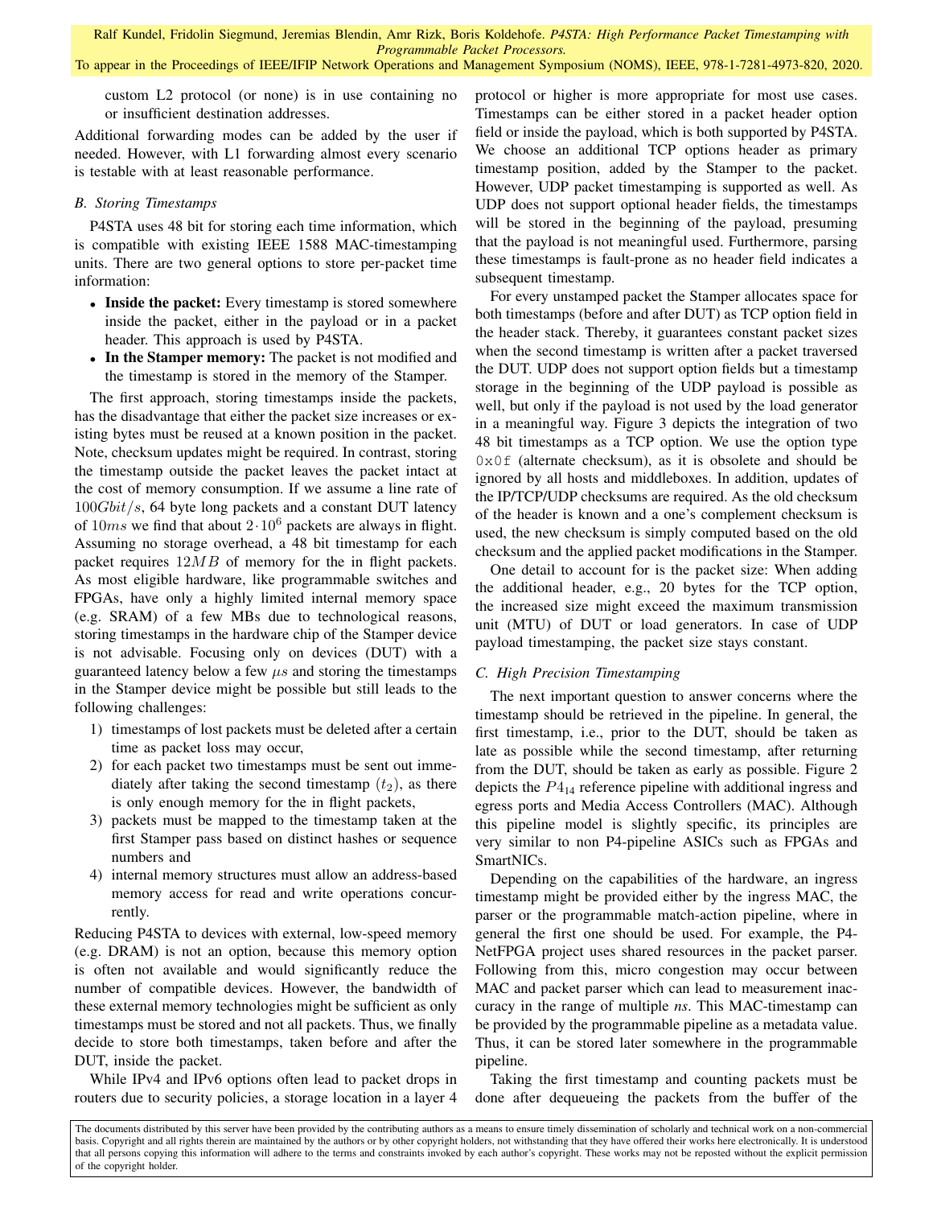custom L2 protocol (or none) is in use containing no or insufficient destination addresses.

Additional forwarding modes can be added by the user if needed. However, with L1 forwarding almost every scenario is testable with at least reasonable performance.

### B. Storing Timestamps

P4STA uses 48 bit for storing each time information, which is compatible with existing IEEE 1588 MAC-timestamping units. There are two general options to store per-packet time information:

- **Inside the packet:** Every timestamp is stored somewhere inside the packet, either in the payload or in a packet header. This approach is used by P4STA.
- **In the Stamper memory:** The packet is not modified and the timestamp is stored in the memory of the Stamper.

The first approach, storing timestamps inside the packets, has the disadvantage that either the packet size increases or existing bytes must be reused at a known position in the packet. Note, checksum updates might be required. In contrast, storing the timestamp outside the packet leaves the packet intact at the cost of memory consumption. If we assume a line rate of $100Gbit/s$, 64 byte long packets and a constant DUT latency of $10ms$ we find that about $2 \cdot 10^6$ packets are always in flight. Assuming no storage overhead, a 48 bit timestamp for each packet requires $12MB$ of memory for the in flight packets. As most eligible hardware, like programmable switches and FPGAs, have only a highly limited internal memory space (e.g. SRAM) of a few MBs due to technological reasons, storing timestamps in the hardware chip of the Stamper device is not advisable. Focusing only on devices (DUT) with a guaranteed latency below a few $\mu s$ and storing the timestamps in the Stamper device might be possible but still leads to the following challenges:

1) timestamps of lost packets must be deleted after a certain time as packet loss may occur,
2) for each packet two timestamps must be sent out immediately after taking the second timestamp ($t_2$), as there is only enough memory for the in flight packets,
3) packets must be mapped to the timestamp taken at the first Stamper pass based on distinct hashes or sequence numbers and
4) internal memory structures must allow an address-based memory access for read and write operations concurrently.

Reducing P4STA to devices with external, low-speed memory (e.g. DRAM) is not an option, because this memory option is often not available and would significantly reduce the number of compatible devices. However, the bandwidth of these external memory technologies might be sufficient as only timestamps must be stored and not all packets. Thus, we finally decide to store both timestamps, taken before and after the DUT, inside the packet.

While IPv4 and IPv6 options often lead to packet drops in routers due to security policies, a storage location in a layer 4 protocol or higher is more appropriate for most use cases. Timestamps can be either stored in a packet header option field or inside the payload, which is both supported by P4STA. We choose an additional TCP options header as primary timestamp position, added by the Stamper to the packet. However, UDP packet timestamping is supported as well. As UDP does not support optional header fields, the timestamps will be stored in the beginning of the payload, presuming that the payload is not meaningful used. Furthermore, parsing these timestamps is fault-prone as no header field indicates a subsequent timestamp.

For every unstamped packet the Stamper allocates space for both timestamps (before and after DUT) as TCP option field in the header stack. Thereby, it guarantees constant packet sizes when the second timestamp is written after a packet traversed the DUT. UDP does not support option fields but a timestamp storage in the beginning of the UDP payload is possible as well, but only if the payload is not used by the load generator in a meaningful way. Figure 3 depicts the integration of two 48 bit timestamps as a TCP option. We use the option type `0x0f` (alternate checksum), as it is obsolete and should be ignored by all hosts and middleboxes. In addition, updates of the IP/TCP/UDP checksums are required. As the old checksum of the header is known and a one's complement checksum is used, the new checksum is simply computed based on the old checksum and the applied packet modifications in the Stamper.

One detail to account for is the packet size: When adding the additional header, e.g., 20 bytes for the TCP option, the increased size might exceed the maximum transmission unit (MTU) of DUT or load generators. In case of UDP payload timestamping, the packet size stays constant.

### C. High Precision Timestamping

The next important question to answer concerns where the timestamp should be retrieved in the pipeline. In general, the first timestamp, i.e., prior to the DUT, should be taken as late as possible while the second timestamp, after returning from the DUT, should be taken as early as possible. Figure 2 depicts the $P4_{14}$ reference pipeline with additional ingress and egress ports and Media Access Controllers (MAC). Although this pipeline model is slightly specific, its principles are very similar to non P4-pipeline ASICs such as FPGAs and SmartNICs.

Depending on the capabilities of the hardware, an ingress timestamp might be provided either by the ingress MAC, the parser or the programmable match-action pipeline, where in general the first one should be used. For example, the P4-NetFPGA project uses shared resources in the packet parser. Following from this, micro congestion may occur between MAC and packet parser which can lead to measurement inaccuracy in the range of multiple *ns*. This MAC-timestamp can be provided by the programmable pipeline as a metadata value. Thus, it can be stored later somewhere in the programmable pipeline.

Taking the first timestamp and counting packets must be done after dequeueing the packets from the buffer of the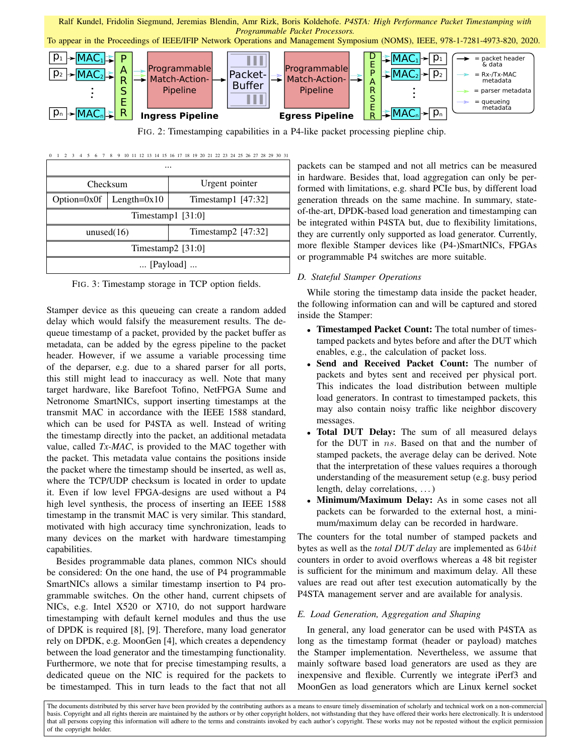FIG. 2: Timestamping capabilities in a P4-like packet processing piepline chip.

| Checksum | | Urgent pointer |
|---|---|---|
| Option=0x0f | Length=0x10 | Timestamp1 [47:32] |
| Timestamp1 [31:0] | | |
| unused(16) | | Timestamp2 [47:32] |
| Timestamp2 [31:0] | | |
| ... [Payload] ... | | |

FIG. 3: Timestamp storage in TCP option fields.

Stamper device as this queueing can create a random added delay which would falsify the measurement results. The dequeue timestamp of a packet, provided by the packet buffer as metadata, can be added by the egress pipeline to the packet header. However, if we assume a variable processing time of the deparser, e.g. due to a shared parser for all ports, this still might lead to inaccuracy as well. Note that many target hardware, like Barefoot Tofino, NetFPGA Sume and Netronome SmartNICs, support inserting timestamps at the transmit MAC in accordance with the IEEE 1588 standard, which can be used for P4STA as well. Instead of writing the timestamp directly into the packet, an additional metadata value, called *Tx-MAC*, is provided to the MAC together with the packet. This metadata value contains the positions inside the packet where the timestamp should be inserted, as well as, where the TCP/UDP checksum is located in order to update it. Even if low level FPGA-designs are used without a P4 high level synthesis, the process of inserting an IEEE 1588 timestamp in the transmit MAC is very similar. This standard, motivated with high accuracy time synchronization, leads to many devices on the market with hardware timestamping capabilities.

Besides programmable data planes, common NICs should be considered: On the one hand, the use of P4 programmable SmartNICs allows a similar timestamp insertion to P4 programmable switches. On the other hand, current chipsets of NICs, e.g. Intel X520 or X710, do not support hardware timestamping with default kernel modules and thus the use of DPDK is required [8], [9]. Therefore, many load generator rely on DPDK, e.g. MoonGen [4], which creates a dependency between the load generator and the timestamping functionality. Furthermore, we note that for precise timestamping results, a dedicated queue on the NIC is required for the packets to be timestamped. This in turn leads to the fact that not all packets can be stamped and not all metrics can be measured in hardware. Besides that, load aggregation can only be performed with limitations, e.g. shard PCIe bus, by different load generation threads on the same machine. In summary, state-of-the-art, DPDK-based load generation and timestamping can be integrated within P4STA but, due to flexibility limitations, they are currently only supported as load generator. Currently, more flexible Stamper devices like (P4-)SmartNICs, FPGAs or programmable P4 switches are more suitable.

### D. Stateful Stamper Operations

While storing the timestamp data inside the packet header, the following information can and will be captured and stored inside the Stamper:

- **Timestamped Packet Count:** The total number of timestamped packets and bytes before and after the DUT which enables, e.g., the calculation of packet loss.
- **Send and Received Packet Count:** The number of packets and bytes sent and received per physical port. This indicates the load distribution between multiple load generators. In contrast to timestamped packets, this may also contain noisy traffic like neighbor discovery messages.
- **Total DUT Delay:** The sum of all measured delays for the DUT in $ns$. Based on that and the number of stamped packets, the average delay can be derived. Note that the interpretation of these values requires a thorough understanding of the measurement setup (e.g. busy period length, delay correlations, ...)
- **Minimum/Maximum Delay:** As in some cases not all packets can be forwarded to the external host, a minimum/maximum delay can be recorded in hardware.

The counters for the total number of stamped packets and bytes as well as the *total DUT delay* are implemented as $64bit$ counters in order to avoid overflows whereas a 48 bit register is sufficient for the minimum and maximum delay. All these values are read out after test execution automatically by the P4STA management server and are available for analysis.

### E. Load Generation, Aggregation and Shaping

In general, any load generator can be used with P4STA as long as the timestamp format (header or payload) matches the Stamper implementation. Nevertheless, we assume that mainly software based load generators are used as they are inexpensive and flexible. Currently we integrate iPerf3 and MoonGen as load generators which are Linux kernel socket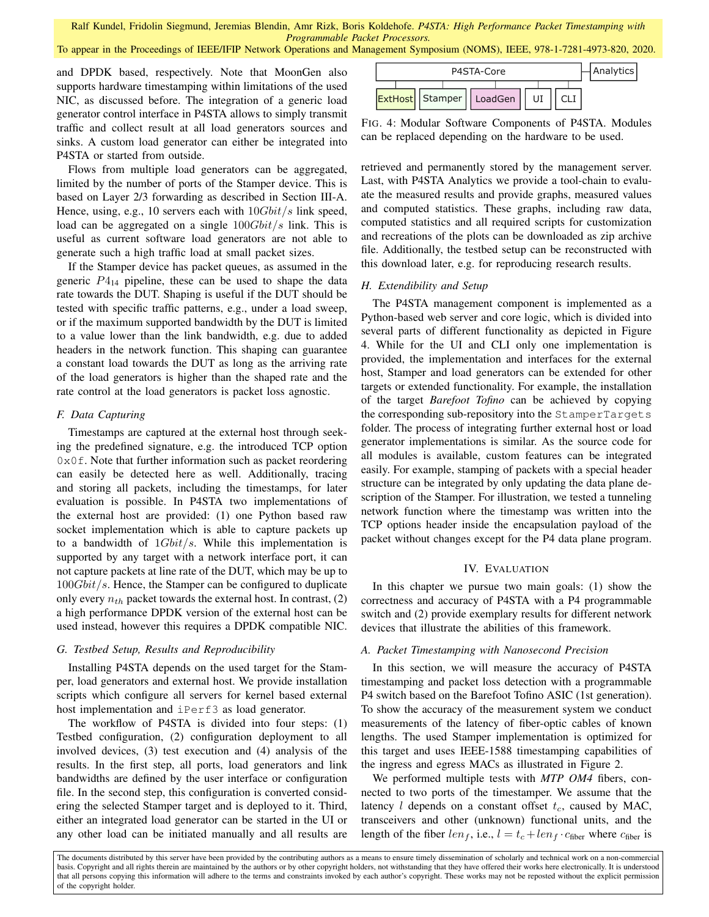and DPDK based, respectively. Note that MoonGen also supports hardware timestamping within limitations of the used NIC, as discussed before. The integration of a generic load generator control interface in P4STA allows to simply transmit traffic and collect result at all load generators sources and sinks. A custom load generator can either be integrated into P4STA or started from outside.

Flows from multiple load generators can be aggregated, limited by the number of ports of the Stamper device. This is based on Layer 2/3 forwarding as described in Section III-A. Hence, using, e.g., 10 servers each with $10 Gbit/s$ link speed, load can be aggregated on a single $100 Gbit/s$ link. This is useful as current software load generators are not able to generate such a high traffic load at small packet sizes.

If the Stamper device has packet queues, as assumed in the generic $P4_{14}$ pipeline, these can be used to shape the data rate towards the DUT. Shaping is useful if the DUT should be tested with specific traffic patterns, e.g., under a load sweep, or if the maximum supported bandwidth by the DUT is limited to a value lower than the link bandwidth, e.g. due to added headers in the network function. This shaping can guarantee a constant load towards the DUT as long as the arriving rate of the load generators is higher than the shaped rate and the rate control at the load generators is packet loss agnostic.

### F. Data Capturing

Timestamps are captured at the external host through seeking the predefined signature, e.g. the introduced TCP option `0x0f`. Note that further information such as packet reordering can easily be detected here as well. Additionally, tracing and storing all packets, including the timestamps, for later evaluation is possible. In P4STA two implementations of the external host are provided: (1) one Python based raw socket implementation which is able to capture packets up to a bandwidth of $1 Gbit/s$. While this implementation is supported by any target with a network interface port, it can not capture packets at line rate of the DUT, which may be up to $100 Gbit/s$. Hence, the Stamper can be configured to duplicate only every $n_{th}$ packet towards the external host. In contrast, (2) a high performance DPDK version of the external host can be used instead, however this requires a DPDK compatible NIC.

### G. Testbed Setup, Results and Reproducibility

Installing P4STA depends on the used target for the Stamper, load generators and external host. We provide installation scripts which configure all servers for kernel based external host implementation and `iPerf3` as load generator.

The workflow of P4STA is divided into four steps: (1) Testbed configuration, (2) configuration deployment to all involved devices, (3) test execution and (4) analysis of the results. In the first step, all ports, load generators and link bandwidths are defined by the user interface or configuration file. In the second step, this configuration is converted considering the selected Stamper target and is deployed to it. Third, either an integrated load generator can be started in the UI or any other load can be initiated manually and all results are retrieved and permanently stored by the management server. Last, with P4STA Analytics we provide a tool-chain to evaluate the measured results and provide graphs, measured values and computed statistics. These graphs, including raw data, computed statistics and all required scripts for customization and recreations of the plots can be downloaded as zip archive file. Additionally, the testbed setup can be reconstructed with this download later, e.g. for reproducing research results.

| P4STA-Core | | | | | Analytics |
|---|---|---|---|---|---|
| ExtHost | Stamper | LoadGen | UI | CLI | |

FIG. 4: Modular Software Components of P4STA. Modules can be replaced depending on the hardware to be used.

### H. Extendibility and Setup

The P4STA management component is implemented as a Python-based web server and core logic, which is divided into several parts of different functionality as depicted in Figure 4. While for the UI and CLI only one implementation is provided, the implementation and interfaces for the external host, Stamper and load generators can be extended for other targets or extended functionality. For example, the installation of the target *Barefoot Tofino* can be achieved by copying the corresponding sub-repository into the `StamperTargets` folder. The process of integrating further external host or load generator implementations is similar. As the source code for all modules is available, custom features can be integrated easily. For example, stamping of packets with a special header structure can be integrated by only updating the data plane description of the Stamper. For illustration, we tested a tunneling network function where the timestamp was written into the TCP options header inside the encapsulation payload of the packet without changes except for the P4 data plane program.

## IV. Evaluation

In this chapter we pursue two main goals: (1) show the correctness and accuracy of P4STA with a P4 programmable switch and (2) provide exemplary results for different network devices that illustrate the abilities of this framework.

### A. Packet Timestamping with Nanosecond Precision

In this section, we will measure the accuracy of P4STA timestamping and packet loss detection with a programmable P4 switch based on the Barefoot Tofino ASIC (1st generation). To show the accuracy of the measurement system we conduct measurements of the latency of fiber-optic cables of known lengths. The used Stamper implementation is optimized for this target and uses IEEE-1588 timestamping capabilities of the ingress and egress MACs as illustrated in Figure 2.

We performed multiple tests with *MTP OM4* fibers, connected to two ports of the timestamper. We assume that the latency $l$ depends on a constant offset $t_c$, caused by MAC, transceivers and other (unknown) functional units, and the length of the fiber $len_f$, i.e., $l = t_c + len_f \cdot c_{\text{fiber}}$ where $c_{\text{fiber}}$ is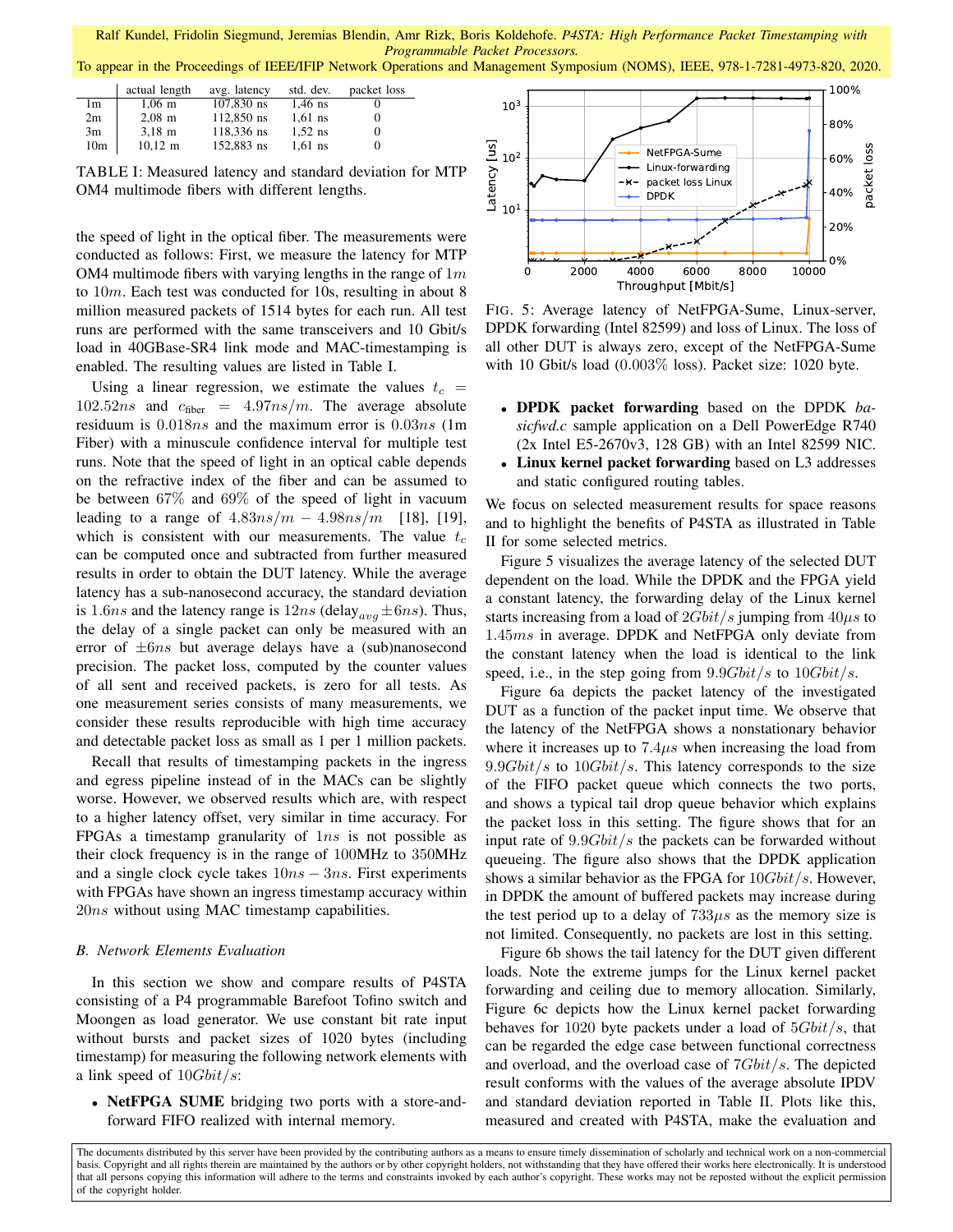|  | actual length | avg. latency | std. dev. | packet loss |
|---|---|---|---|---|
| 1m | 1,06 m | 107,830 ns | 1,46 ns | 0 |
| 2m | 2,08 m | 112,850 ns | 1,61 ns | 0 |
| 3m | 3,18 m | 118,336 ns | 1,52 ns | 0 |
| 10m | 10,12 m | 152,883 ns | 1,61 ns | 0 |

TABLE I: Measured latency and standard deviation for MTP OM4 multimode fibers with different lengths.

the speed of light in the optical fiber. The measurements were conducted as follows: First, we measure the latency for MTP OM4 multimode fibers with varying lengths in the range of $1m$ to $10m$. Each test was conducted for 10s, resulting in about 8 million measured packets of 1514 bytes for each run. All test runs are performed with the same transceivers and 10 Gbit/s load in 40GBase-SR4 link mode and MAC-timestamping is enabled. The resulting values are listed in Table I.

Using a linear regression, we estimate the values $t_c = 102.52ns$ and $c_{\text{fiber}} = 4.97ns/m$. The average absolute residuum is $0.018ns$ and the maximum error is $0.03ns$ (1m Fiber) with a minuscule confidence interval for multiple test runs. Note that the speed of light in an optical cable depends on the refractive index of the fiber and can be assumed to be between 67% and 69% of the speed of light in vacuum leading to a range of $4.83ns/m - 4.98ns/m$ [18], [19], which is consistent with our measurements. The value $t_c$ can be computed once and subtracted from further measured results in order to obtain the DUT latency. While the average latency has a sub-nanosecond accuracy, the standard deviation is $1.6ns$ and the latency range is $12ns$ (delay$_{avg} \pm 6ns$). Thus, the delay of a single packet can only be measured with an error of $\pm 6ns$ but average delays have a (sub)nanosecond precision. The packet loss, computed by the counter values of all sent and received packets, is zero for all tests. As one measurement series consists of many measurements, we consider these results reproducible with high time accuracy and detectable packet loss as small as 1 per 1 million packets.

Recall that results of timestamping packets in the ingress and egress pipeline instead of in the MACs can be slightly worse. However, we observed results which are, with respect to a higher latency offset, very similar in time accuracy. For FPGAs a timestamp granularity of $1ns$ is not possible as their clock frequency is in the range of 100MHz to 350MHz and a single clock cycle takes $10ns - 3ns$. First experiments with FPGAs have shown an ingress timestamp accuracy within $20ns$ without using MAC timestamp capabilities.

### B. Network Elements Evaluation

In this section we show and compare results of P4STA consisting of a P4 programmable Barefoot Tofino switch and Moongen as load generator. We use constant bit rate input without bursts and packet sizes of 1020 bytes (including timestamp) for measuring the following network elements with a link speed of $10Gbit/s$:

- **NetFPGA SUME** bridging two ports with a store-and-forward FIFO realized with internal memory.
- **DPDK packet forwarding** based on the DPDK *basicfwd.c* sample application on a Dell PowerEdge R740 (2x Intel E5-2670v3, 128 GB) with an Intel 82599 NIC.
- **Linux kernel packet forwarding** based on L3 addresses and static configured routing tables.

FIG. 5: Average latency of NetFPGA-Sume, Linux-server, DPDK forwarding (Intel 82599) and loss of Linux. The loss of all other DUT is always zero, except of the NetFPGA-Sume with 10 Gbit/s load (0.003% loss). Packet size: 1020 byte.

We focus on selected measurement results for space reasons and to highlight the benefits of P4STA as illustrated in Table II for some selected metrics.

Figure 5 visualizes the average latency of the selected DUT dependent on the load. While the DPDK and the FPGA yield a constant latency, the forwarding delay of the Linux kernel starts increasing from a load of $2Gbit/s$ jumping from $40\mu s$ to $1.45ms$ in average. DPDK and NetFPGA only deviate from the constant latency when the load is identical to the link speed, i.e., in the step going from $9.9Gbit/s$ to $10Gbit/s$.

Figure 6a depicts the packet latency of the investigated DUT as a function of the packet input time. We observe that the latency of the NetFPGA shows a nonstationary behavior where it increases up to $7.4\mu s$ when increasing the load from $9.9Gbit/s$ to $10Gbit/s$. This latency corresponds to the size of the FIFO packet queue which connects the two ports, and shows a typical tail drop queue behavior which explains the packet loss in this setting. The figure shows that for an input rate of $9.9Gbit/s$ the packets can be forwarded without queueing. The figure also shows that the DPDK application shows a similar behavior as the FPGA for $10Gbit/s$. However, in DPDK the amount of buffered packets may increase during the test period up to a delay of $733\mu s$ as the memory size is not limited. Consequently, no packets are lost in this setting.

Figure 6b shows the tail latency for the DUT given different loads. Note the extreme jumps for the Linux kernel packet forwarding and ceiling due to memory allocation. Similarly, Figure 6c depicts how the Linux kernel packet forwarding behaves for 1020 byte packets under a load of $5Gbit/s$, that can be regarded the edge case between functional correctness and overload, and the overload case of $7Gbit/s$. The depicted result conforms with the values of the average absolute IPDV and standard deviation reported in Table II. Plots like this, measured and created with P4STA, make the evaluation and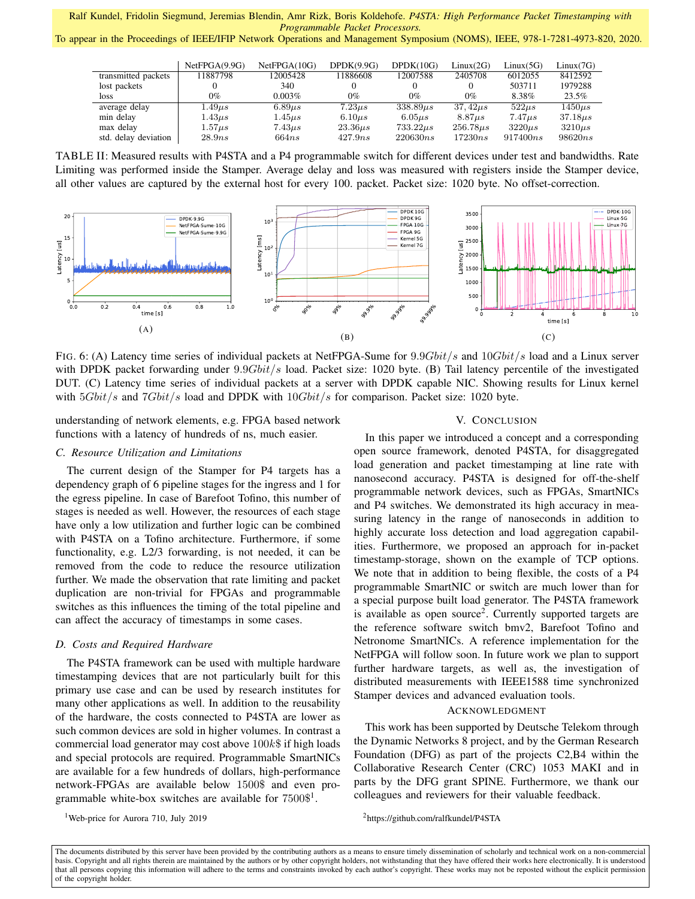| | NetFPGA(9.9G) | NetFPGA(10G) | DPDK(9.9G) | DPDK(10G) | Linux(2G) | Linux(5G) | Linux(7G) |
|---|---|---|---|---|---|---|---|
| transmitted packets | 11887798 | 12005428 | 11886608 | 12007588 | 2405708 | 6012055 | 8412592 |
| lost packets | 0 | 340 | 0 | 0 | 0 | 503711 | 1979288 |
| loss | 0% | 0.003% | 0% | 0% | 0% | 8.38% | 23.5% |
| average delay | $1.49\mu s$ | $6.89\mu s$ | $7.23\mu s$ | $338.89\mu s$ | $37,42\mu s$ | $522\mu s$ | $1450\mu s$ |
| min delay | $1.43\mu s$ | $1.45\mu s$ | $6.10\mu s$ | $6.05\mu s$ | $8.87\mu s$ | $7.47\mu s$ | $37.18\mu s$ |
| max delay | $1.57\mu s$ | $7.43\mu s$ | $23.36\mu s$ | $733.22\mu s$ | $256.78\mu s$ | $3220\mu s$ | $3210\mu s$ |
| std. delay deviation | $28.9ns$ | $664ns$ | $427.9ns$ | $220630ns$ | $17230ns$ | $917400ns$ | $98620ns$ |

TABLE II: Measured results with P4STA and a P4 programmable switch for different devices under test and bandwidths. Rate Limiting was performed inside the Stamper. Average delay and loss was measured with registers inside the Stamper device, all other values are captured by the external host for every 100. packet. Packet size: 1020 byte. No offset-correction.

FIG. 6: (A) Latency time series of individual packets at NetFPGA-Sume for $9.9Gbit/s$ and $10Gbit/s$ load and a Linux server with DPDK packet forwarding under $9.9Gbit/s$ load. Packet size: 1020 byte. (B) Tail latency percentile of the investigated DUT. (C) Latency time series of individual packets at a server with DPDK capable NIC. Showing results for Linux kernel with $5Gbit/s$ and $7Gbit/s$ load and DPDK with $10Gbit/s$ for comparison. Packet size: 1020 byte.

understanding of network elements, e.g. FPGA based network functions with a latency of hundreds of ns, much easier.

### C. Resource Utilization and Limitations

The current design of the Stamper for P4 targets has a dependency graph of 6 pipeline stages for the ingress and 1 for the egress pipeline. In case of Barefoot Tofino, this number of stages is needed as well. However, the resources of each stage have only a low utilization and further logic can be combined with P4STA on a Tofino architecture. Furthermore, if some functionality, e.g. L2/3 forwarding, is not needed, it can be removed from the code to reduce the resource utilization further. We made the observation that rate limiting and packet duplication are non-trivial for FPGAs and programmable switches as this influences the timing of the total pipeline and can affect the accuracy of timestamps in some cases.

### D. Costs and Required Hardware

The P4STA framework can be used with multiple hardware timestamping devices that are not particularly built for this primary use case and can be used by research institutes for many other applications as well. In addition to the reusability of the hardware, the costs connected to P4STA are lower as such common devices are sold in higher volumes. In contrast a commercial load generator may cost above $100k$\$ if high loads and special protocols are required. Programmable SmartNICs are available for a few hundreds of dollars, high-performance network-FPGAs are available below 1500\$ and even programmable white-box switches are available for 7500\$[1].

## V. Conclusion

In this paper we introduced a concept and a corresponding open source framework, denoted P4STA, for disaggregated load generation and packet timestamping at line rate with nanosecond accuracy. P4STA is designed for off-the-shelf programmable network devices, such as FPGAs, SmartNICs and P4 switches. We demonstrated its high accuracy in measuring latency in the range of nanoseconds in addition to highly accurate loss detection and load aggregation capabilities. Furthermore, we proposed an approach for in-packet timestamp-storage, shown on the example of TCP options. We note that in addition to being flexible, the costs of a P4 programmable SmartNIC or switch are much lower than for a special purpose built load generator. The P4STA framework is available as open source[2]. Currently supported targets are the reference software switch bmv2, Barefoot Tofino and Netronome SmartNICs. A reference implementation for the NetFPGA will follow soon. In future work we plan to support further hardware targets, as well as, the investigation of distributed measurements with IEEE1588 time synchronized Stamper devices and advanced evaluation tools.

## Acknowledgment

This work has been supported by Deutsche Telekom through the Dynamic Networks 8 project, and by the German Research Foundation (DFG) as part of the projects C2,B4 within the Collaborative Research Center (CRC) 1053 MAKI and in parts by the DFG grant SPINE. Furthermore, we thank our colleagues and reviewers for their valuable feedback.

[1] Web-price for Aurora 710, July 2019

[2] https://github.com/ralfkundel/P4STA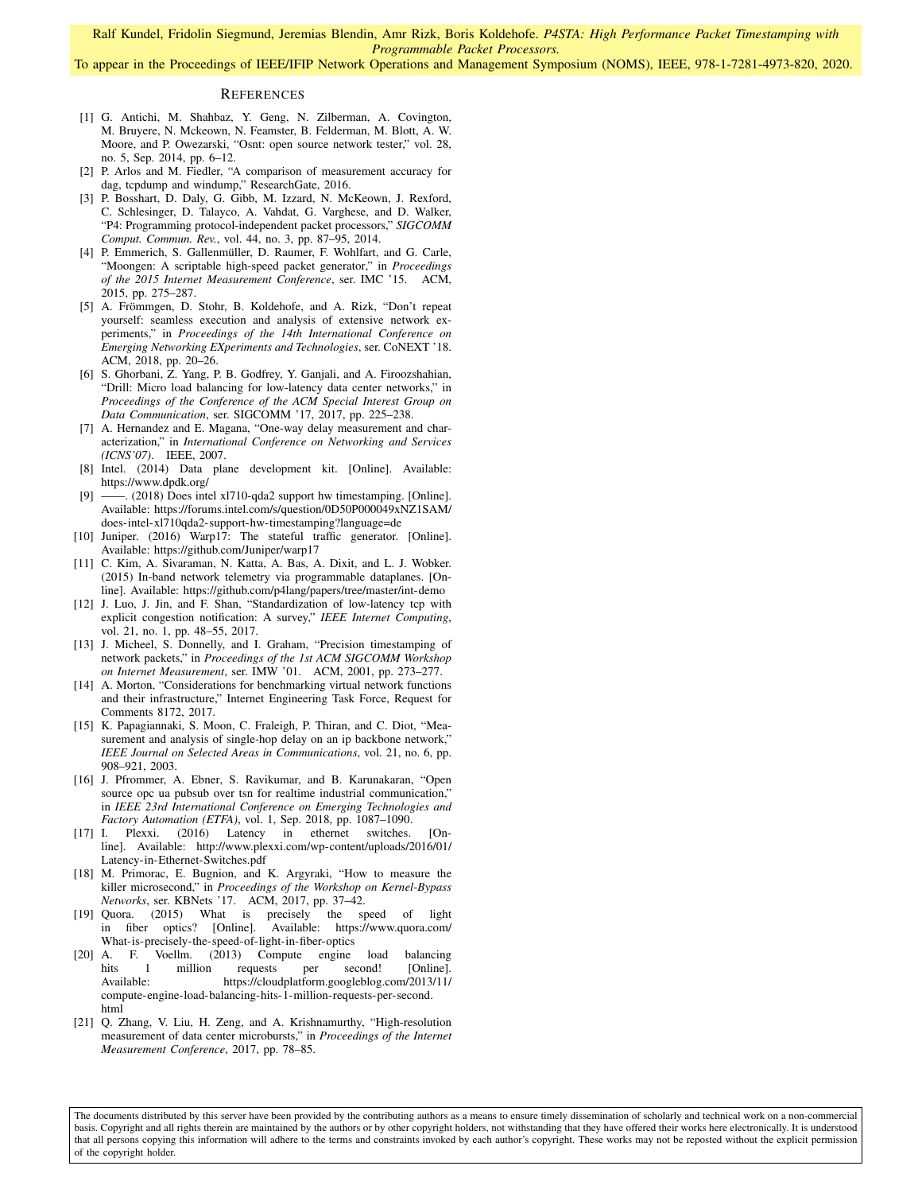## References

[1] G. Antichi, M. Shahbaz, Y. Geng, N. Zilberman, A. Covington, M. Bruyere, N. Mckeown, N. Feamster, B. Felderman, M. Blott, A. W. Moore, and P. Owezarski, "Osnt: open source network tester," vol. 28, no. 5, Sep. 2014, pp. 6–12.

[2] P. Arlos and M. Fiedler, "A comparison of measurement accuracy for dag, tcpdump and windump," ResearchGate, 2016.

[3] P. Bosshart, D. Daly, G. Gibb, M. Izzard, N. McKeown, J. Rexford, C. Schlesinger, D. Talayco, A. Vahdat, G. Varghese, and D. Walker, "P4: Programming protocol-independent packet processors," *SIGCOMM Comput. Commun. Rev.*, vol. 44, no. 3, pp. 87–95, 2014.

[4] P. Emmerich, S. Gallenmüller, D. Raumer, F. Wohlfart, and G. Carle, "Moongen: A scriptable high-speed packet generator," in *Proceedings of the 2015 Internet Measurement Conference*, ser. IMC '15. ACM, 2015, pp. 275–287.

[5] A. Frömmgen, D. Stohr, B. Koldehofe, and A. Rizk, "Don't repeat yourself: seamless execution and analysis of extensive network experiments," in *Proceedings of the 14th International Conference on Emerging Networking EXperiments and Technologies*, ser. CoNEXT '18. ACM, 2018, pp. 20–26.

[6] S. Ghorbani, Z. Yang, P. B. Godfrey, Y. Ganjali, and A. Firoozshahian, "Drill: Micro load balancing for low-latency data center networks," in *Proceedings of the Conference of the ACM Special Interest Group on Data Communication*, ser. SIGCOMM '17, 2017, pp. 225–238.

[7] A. Hernandez and E. Magana, "One-way delay measurement and characterization," in *International Conference on Networking and Services (ICNS'07)*. IEEE, 2007.

[8] Intel. (2014) Data plane development kit. [Online]. Available: https://www.dpdk.org/

[9] ——. (2018) Does intel xl710-qda2 support hw timestamping. [Online]. Available: https://forums.intel.com/s/question/0D50P000049xNZ1SAM/does-intel-xl710qda2-support-hw-timestamping?language=de

[10] Juniper. (2016) Warp17: The stateful traffic generator. [Online]. Available: https://github.com/Juniper/warp17

[11] C. Kim, A. Sivaraman, N. Katta, A. Bas, A. Dixit, and L. J. Wobker. (2015) In-band network telemetry via programmable dataplanes. [Online]. Available: https://github.com/p4lang/papers/tree/master/int-demo

[12] J. Luo, J. Jin, and F. Shan, "Standardization of low-latency tcp with explicit congestion notification: A survey," *IEEE Internet Computing*, vol. 21, no. 1, pp. 48–55, 2017.

[13] J. Micheel, S. Donnelly, and I. Graham, "Precision timestamping of network packets," in *Proceedings of the 1st ACM SIGCOMM Workshop on Internet Measurement*, ser. IMW '01. ACM, 2001, pp. 273–277.

[14] A. Morton, "Considerations for benchmarking virtual network functions and their infrastructure," Internet Engineering Task Force, Request for Comments 8172, 2017.

[15] K. Papagiannaki, S. Moon, C. Fraleigh, P. Thiran, and C. Diot, "Measurement and analysis of single-hop delay on an ip backbone network," *IEEE Journal on Selected Areas in Communications*, vol. 21, no. 6, pp. 908–921, 2003.

[16] J. Pfrommer, A. Ebner, S. Ravikumar, and B. Karunakaran, "Open source opc ua pubsub over tsn for realtime industrial communication," in *IEEE 23rd International Conference on Emerging Technologies and Factory Automation (ETFA)*, vol. 1, Sep. 2018, pp. 1087–1090.

[17] I. Plexxi. (2016) Latency in ethernet switches. [Online]. Available: http://www.plexxi.com/wp-content/uploads/2016/01/Latency-in-Ethernet-Switches.pdf

[18] M. Primorac, E. Bugnion, and K. Argyraki, "How to measure the killer microsecond," in *Proceedings of the Workshop on Kernel-Bypass Networks*, ser. KBNets '17. ACM, 2017, pp. 37–42.

[19] Quora. (2015) What is precisely the speed of light in fiber optics? [Online]. Available: https://www.quora.com/What-is-precisely-the-speed-of-light-in-fiber-optics

[20] A. F. Voellm. (2013) Compute engine load balancing hits 1 million requests per second! [Online]. Available: https://cloudplatform.googleblog.com/2013/11/compute-engine-load-balancing-hits-1-million-requests-per-second.html

[21] Q. Zhang, V. Liu, H. Zeng, and A. Krishnamurthy, "High-resolution measurement of data center microbursts," in *Proceedings of the Internet Measurement Conference*, 2017, pp. 78–85.